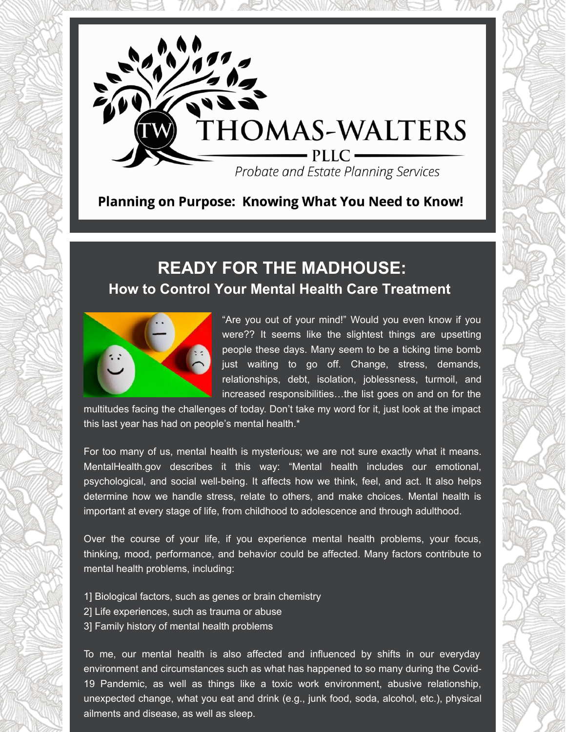THOMAS-WALTERS

PLLC

*Probate and Estate Planning Services*

**Planning on Purpose: Knowing What You Need to Know!**

# READY FOR THE MADHOUSE:

## How to Control Your Mental Health Care Treatment

"Are you out of your mind!" Would you even know if you were?? It seems like the slightest things are upsetting people these days. Many seem to be a ticking time bomb just waiting to go off. Change, stress, demands, relationships, debt, isolation, joblessness, turmoil, and increased responsibilities…the list goes on and on for the multitudes facing the challenges of today. Don't take my word for it, just look at the impact this last year has had on people's mental health.*

For too many of us, mental health is mysterious; we are not sure exactly what it means. MentalHealth.gov describes it this way: "Mental health includes our emotional, psychological, and social well-being. It affects how we think, feel, and act. It also helps determine how we handle stress, relate to others, and make choices. Mental health is important at every stage of life, from childhood to adolescence and through adulthood.

Over the course of your life, if you experience mental health problems, your focus, thinking, mood, performance, and behavior could be affected. Many factors contribute to mental health problems, including:

1] Biological factors, such as genes or brain chemistry
2] Life experiences, such as trauma or abuse
3] Family history of mental health problems

To me, our mental health is also affected and influenced by shifts in our everyday environment and circumstances such as what has happened to so many during the Covid-19 Pandemic, as well as things like a toxic work environment, abusive relationship, unexpected change, what you eat and drink (e.g., junk food, soda, alcohol, etc.), physical ailments and disease, as well as sleep.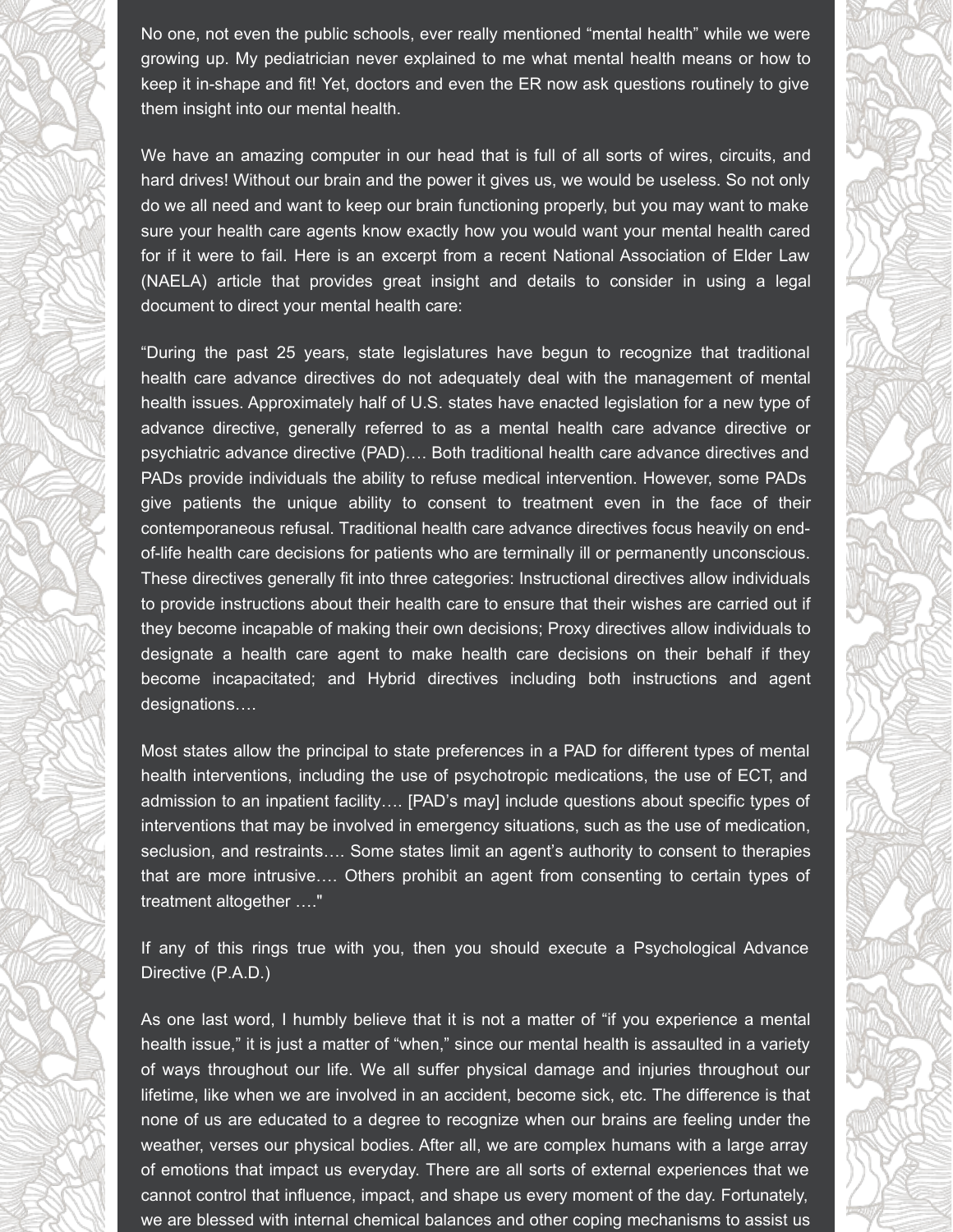No one, not even the public schools, ever really mentioned "mental health" while we were growing up. My pediatrician never explained to me what mental health means or how to keep it in-shape and fit! Yet, doctors and even the ER now ask questions routinely to give them insight into our mental health.

We have an amazing computer in our head that is full of all sorts of wires, circuits, and hard drives! Without our brain and the power it gives us, we would be useless. So not only do we all need and want to keep our brain functioning properly, but you may want to make sure your health care agents know exactly how you would want your mental health cared for if it were to fail. Here is an excerpt from a recent National Association of Elder Law (NAELA) article that provides great insight and details to consider in using a legal document to direct your mental health care:

"During the past 25 years, state legislatures have begun to recognize that traditional health care advance directives do not adequately deal with the management of mental health issues. Approximately half of U.S. states have enacted legislation for a new type of advance directive, generally referred to as a mental health care advance directive or psychiatric advance directive (PAD)…. Both traditional health care advance directives and PADs provide individuals the ability to refuse medical intervention. However, some PADs give patients the unique ability to consent to treatment even in the face of their contemporaneous refusal. Traditional health care advance directives focus heavily on end-of-life health care decisions for patients who are terminally ill or permanently unconscious. These directives generally fit into three categories: Instructional directives allow individuals to provide instructions about their health care to ensure that their wishes are carried out if they become incapable of making their own decisions; Proxy directives allow individuals to designate a health care agent to make health care decisions on their behalf if they become incapacitated; and Hybrid directives including both instructions and agent designations….

Most states allow the principal to state preferences in a PAD for different types of mental health interventions, including the use of psychotropic medications, the use of ECT, and admission to an inpatient facility…. [PAD's may] include questions about specific types of interventions that may be involved in emergency situations, such as the use of medication, seclusion, and restraints…. Some states limit an agent's authority to consent to therapies that are more intrusive…. Others prohibit an agent from consenting to certain types of treatment altogether …."

If any of this rings true with you, then you should execute a Psychological Advance Directive (P.A.D.)

As one last word, I humbly believe that it is not a matter of "if you experience a mental health issue," it is just a matter of "when," since our mental health is assaulted in a variety of ways throughout our life. We all suffer physical damage and injuries throughout our lifetime, like when we are involved in an accident, become sick, etc. The difference is that none of us are educated to a degree to recognize when our brains are feeling under the weather, verses our physical bodies. After all, we are complex humans with a large array of emotions that impact us everyday. There are all sorts of external experiences that we cannot control that influence, impact, and shape us every moment of the day. Fortunately, we are blessed with internal chemical balances and other coping mechanisms to assist us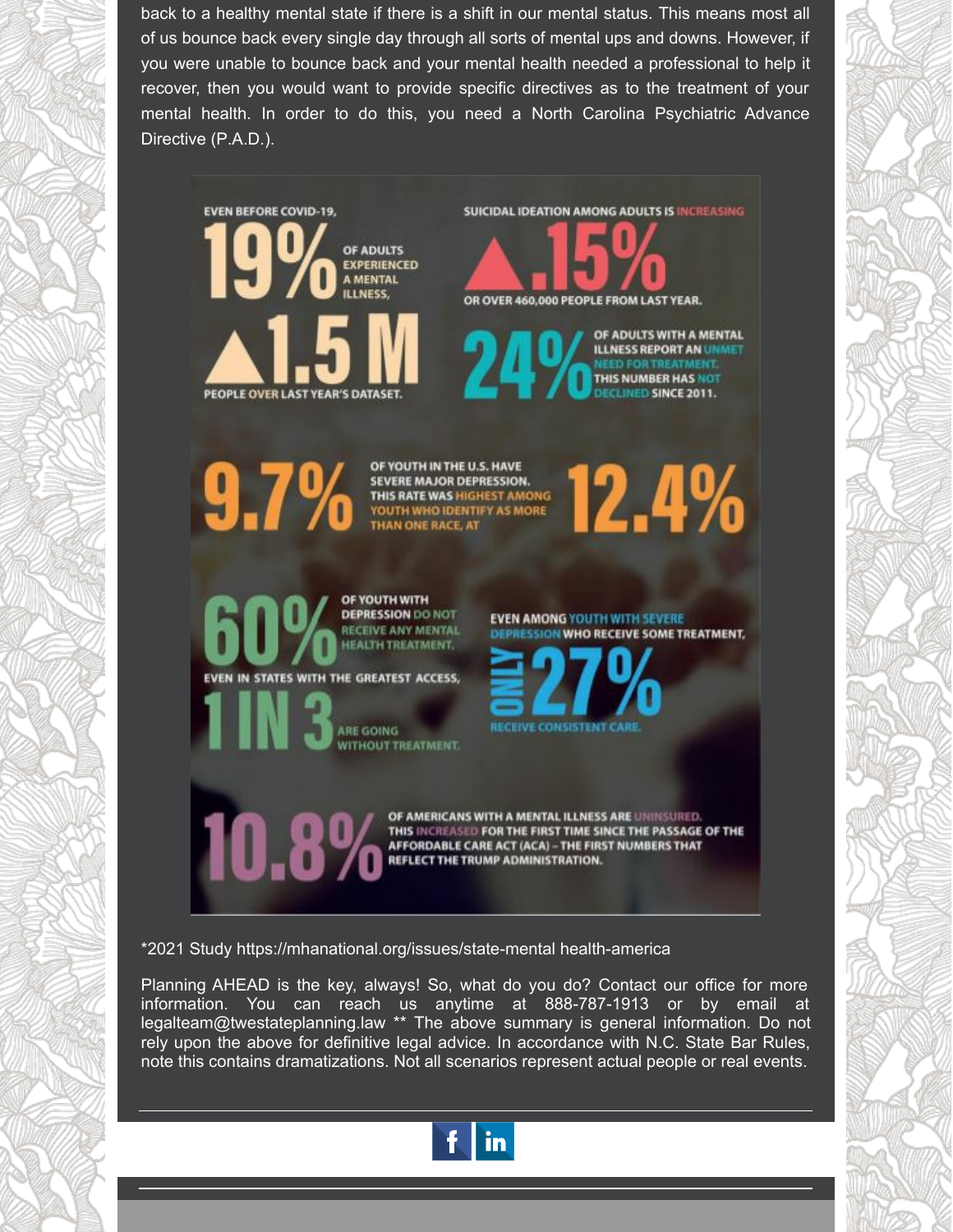back to a healthy mental state if there is a shift in our mental status. This means most all of us bounce back every single day through all sorts of mental ups and downs. However, if you were unable to bounce back and your mental health needed a professional to help it recover, then you would want to provide specific directives as to the treatment of your mental health. In order to do this, you need a North Carolina Psychiatric Advance Directive (P.A.D.).

EVEN BEFORE COVID-19,

**19%** OF ADULTS EXPERIENCED A MENTAL ILLNESS,

**▲1.5 M** PEOPLE OVER LAST YEAR'S DATASET.

SUICIDAL IDEATION AMONG ADULTS IS INCREASING

**▲.15%** OR OVER 460,000 PEOPLE FROM LAST YEAR.

**24%** OF ADULTS WITH A MENTAL ILLNESS REPORT AN UNMET NEED FOR TREATMENT. THIS NUMBER HAS NOT DECLINED SINCE 2011.

**9.7%** OF YOUTH IN THE U.S. HAVE SEVERE MAJOR DEPRESSION. THIS RATE WAS HIGHEST AMONG YOUTH WHO IDENTIFY AS MORE THAN ONE RACE, AT **12.4%**

**60%** OF YOUTH WITH DEPRESSION DO NOT RECEIVE ANY MENTAL HEALTH TREATMENT.

EVEN IN STATES WITH THE GREATEST ACCESS, **1 IN 3** ARE GOING WITHOUT TREATMENT.

EVEN AMONG YOUTH WITH SEVERE DEPRESSION WHO RECEIVE SOME TREATMENT, **ONLY 27%** RECEIVE CONSISTENT CARE.

**10.8%** OF AMERICANS WITH A MENTAL ILLNESS ARE UNINSURED. THIS INCREASED FOR THE FIRST TIME SINCE THE PASSAGE OF THE AFFORDABLE CARE ACT (ACA) – THE FIRST NUMBERS THAT REFLECT THE TRUMP ADMINISTRATION.

*2021 Study https://mhanational.org/issues/state-mental health-america

Planning AHEAD is the key, always! So, what do you do? Contact our office for more information. You can reach us anytime at 888-787-1913 or by email at legalteam@twestateplanning.law ** The above summary is general information. Do not rely upon the above for definitive legal advice. In accordance with N.C. State Bar Rules, note this contains dramatizations. Not all scenarios represent actual people or real events.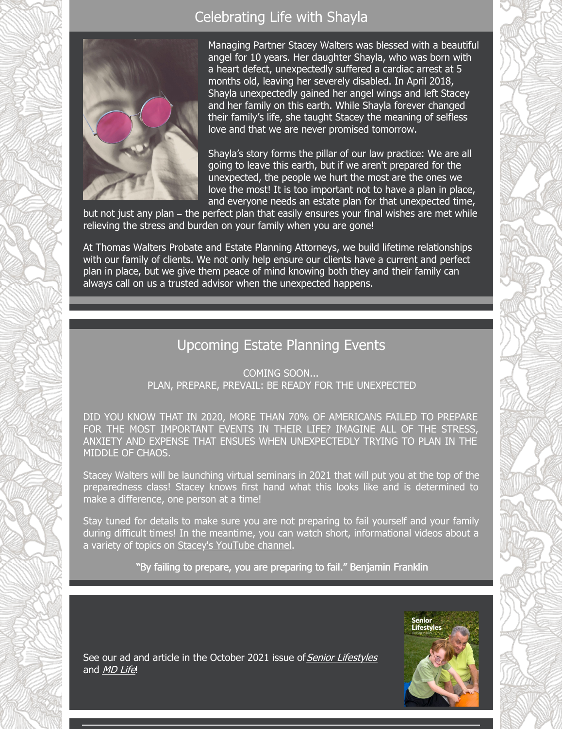## Celebrating Life with Shayla

Managing Partner Stacey Walters was blessed with a beautiful angel for 10 years. Her daughter Shayla, who was born with a heart defect, unexpectedly suffered a cardiac arrest at 5 months old, leaving her severely disabled. In April 2018, Shayla unexpectedly gained her angel wings and left Stacey and her family on this earth. While Shayla forever changed their family's life, she taught Stacey the meaning of selfless love and that we are never promised tomorrow.

Shayla's story forms the pillar of our law practice: We are all going to leave this earth, but if we aren't prepared for the unexpected, the people we hurt the most are the ones we love the most! It is too important not to have a plan in place, and everyone needs an estate plan for that unexpected time, but not just any plan – the perfect plan that easily ensures your final wishes are met while relieving the stress and burden on your family when you are gone!

At Thomas Walters Probate and Estate Planning Attorneys, we build lifetime relationships with our family of clients. We not only help ensure our clients have a current and perfect plan in place, but we give them peace of mind knowing both they and their family can always call on us a trusted advisor when the unexpected happens.

## Upcoming Estate Planning Events

COMING SOON...
PLAN, PREPARE, PREVAIL: BE READY FOR THE UNEXPECTED

DID YOU KNOW THAT IN 2020, MORE THAN 70% OF AMERICANS FAILED TO PREPARE FOR THE MOST IMPORTANT EVENTS IN THEIR LIFE? IMAGINE ALL OF THE STRESS, ANXIETY AND EXPENSE THAT ENSUES WHEN UNEXPECTEDLY TRYING TO PLAN IN THE MIDDLE OF CHAOS.

Stacey Walters will be launching virtual seminars in 2021 that will put you at the top of the preparedness class! Stacey knows first hand what this looks like and is determined to make a difference, one person at a time!

Stay tuned for details to make sure you are not preparing to fail yourself and your family during difficult times! In the meantime, you can watch short, informational videos about a a variety of topics on Stacey's YouTube channel.

**"By failing to prepare, you are preparing to fail." Benjamin Franklin**

See our ad and article in the October 2021 issue of *Senior Lifestyles* and *MD Life*!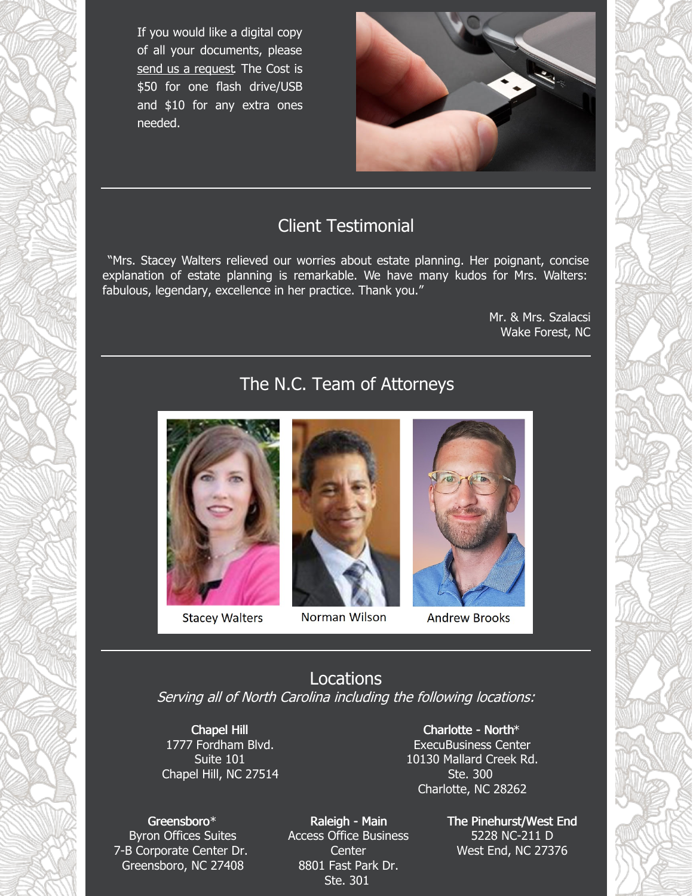If you would like a digital copy of all your documents, please send us a request. The Cost is $50 for one flash drive/USB and $10 for any extra ones needed.

---

## Client Testimonial

"Mrs. Stacey Walters relieved our worries about estate planning. Her poignant, concise explanation of estate planning is remarkable. We have many kudos for Mrs. Walters: fabulous, legendary, excellence in her practice. Thank you."

Mr. & Mrs. Szalacsi
Wake Forest, NC

---

## The N.C. Team of Attorneys

Stacey Walters

Norman Wilson

Andrew Brooks

---

## Locations

*Serving all of North Carolina including the following locations:*

**Chapel Hill**
1777 Fordham Blvd.
Suite 101
Chapel Hill, NC 27514

**Charlotte - North***
ExecuBusiness Center
10130 Mallard Creek Rd.
Ste. 300
Charlotte, NC 28262

**Greensboro***
Byron Offices Suites
7-B Corporate Center Dr.
Greensboro, NC 27408

**Raleigh - Main**
Access Office Business Center
8801 Fast Park Dr.
Ste. 301

**The Pinehurst/West End**
5228 NC-211 D
West End, NC 27376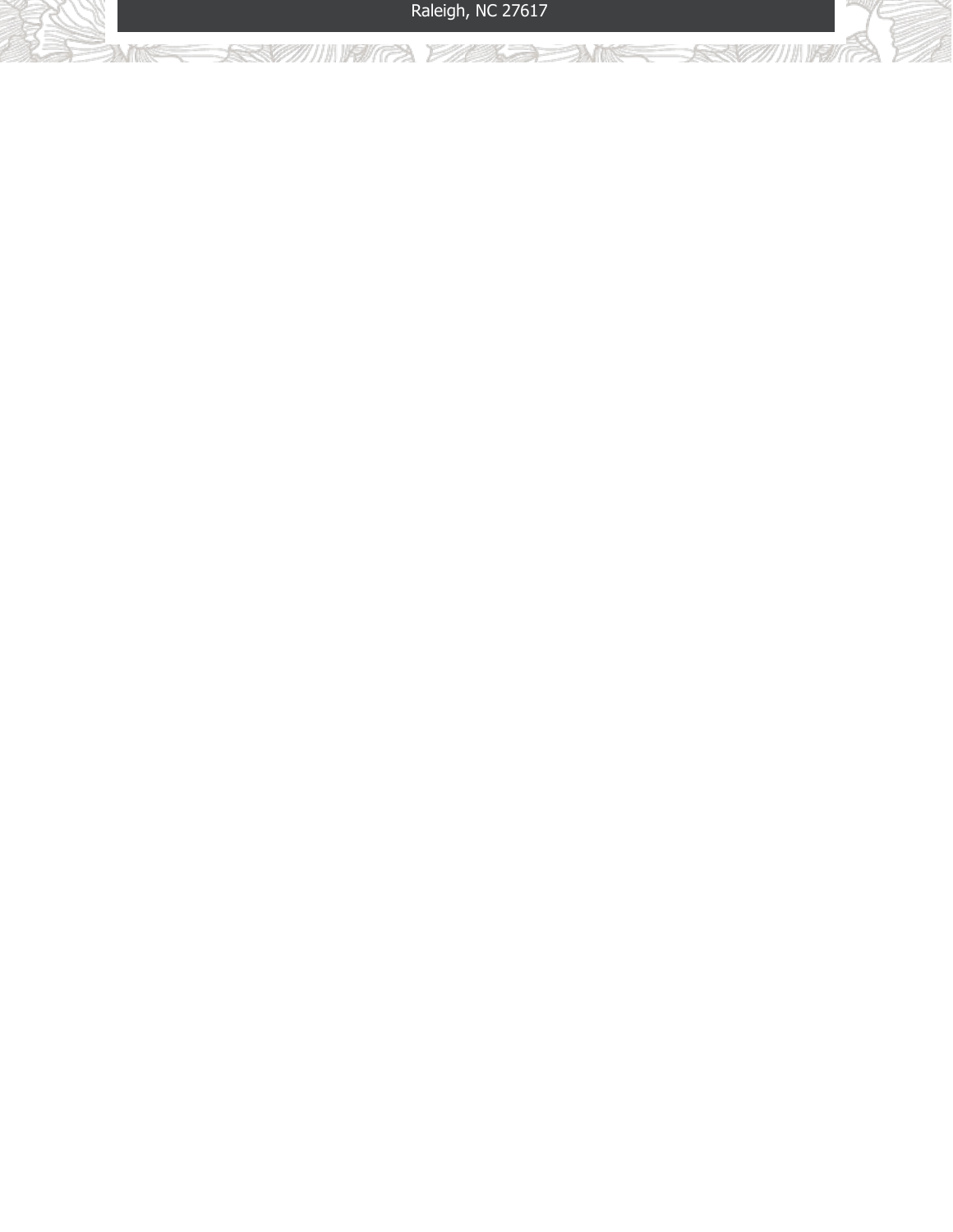Raleigh, NC 27617